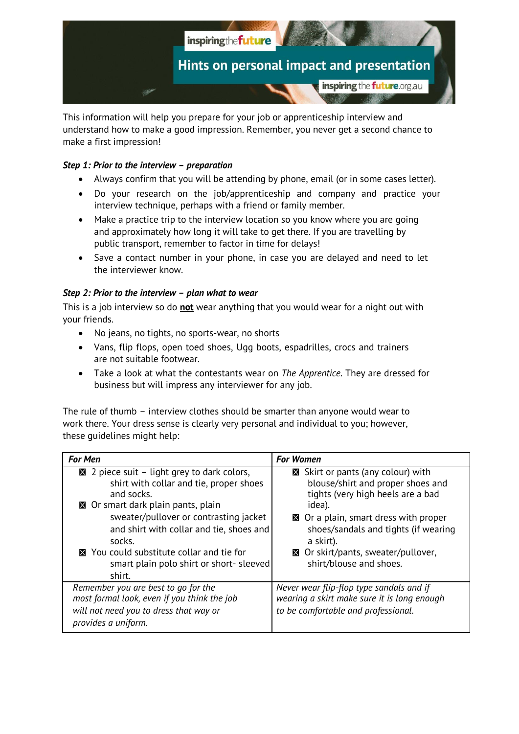inspiringthefuture

# Hints on personal impact and presentation

inspiringthefuture.org.au

This information will help you prepare for your job or apprenticeship interview and understand how to make a good impression. Remember, you never get a second chance to make a first impression!

***Step 1: Prior to the interview – preparation***

- Always confirm that you will be attending by phone, email (or in some cases letter).
- Do your research on the job/apprenticeship and company and practice your interview technique, perhaps with a friend or family member.
- Make a practice trip to the interview location so you know where you are going and approximately how long it will take to get there. If you are travelling by public transport, remember to factor in time for delays!
- Save a contact number in your phone, in case you are delayed and need to let the interviewer know.

***Step 2: Prior to the interview – plan what to wear***

This is a job interview so do **not** wear anything that you would wear for a night out with your friends.

- No jeans, no tights, no sports-wear, no shorts
- Vans, flip flops, open toed shoes, Ugg boots, espadrilles, crocs and trainers are not suitable footwear.
- Take a look at what the contestants wear on *The Apprentice*. They are dressed for business but will impress any interviewer for any job.

The rule of thumb – interview clothes should be smarter than anyone would wear to work there. Your dress sense is clearly very personal and individual to you; however, these guidelines might help:

| ***For Men*** | ***For Women*** |
|---|---|
| ☒ 2 piece suit – light grey to dark colors, shirt with collar and tie, proper shoes and socks.<br>☒ Or smart dark plain pants, plain sweater/pullover or contrasting jacket and shirt with collar and tie, shoes and socks.<br>☒ You could substitute collar and tie for smart plain polo shirt or short- sleeved shirt. | ☒ Skirt or pants (any colour) with blouse/shirt and proper shoes and tights (very high heels are a bad idea).<br>☒ Or a plain, smart dress with proper shoes/sandals and tights (if wearing a skirt).<br>☒ Or skirt/pants, sweater/pullover, shirt/blouse and shoes. |
| *Remember you are best to go for the most formal look, even if you think the job will not need you to dress that way or provides a uniform.* | *Never wear flip-flop type sandals and if wearing a skirt make sure it is long enough to be comfortable and professional.* |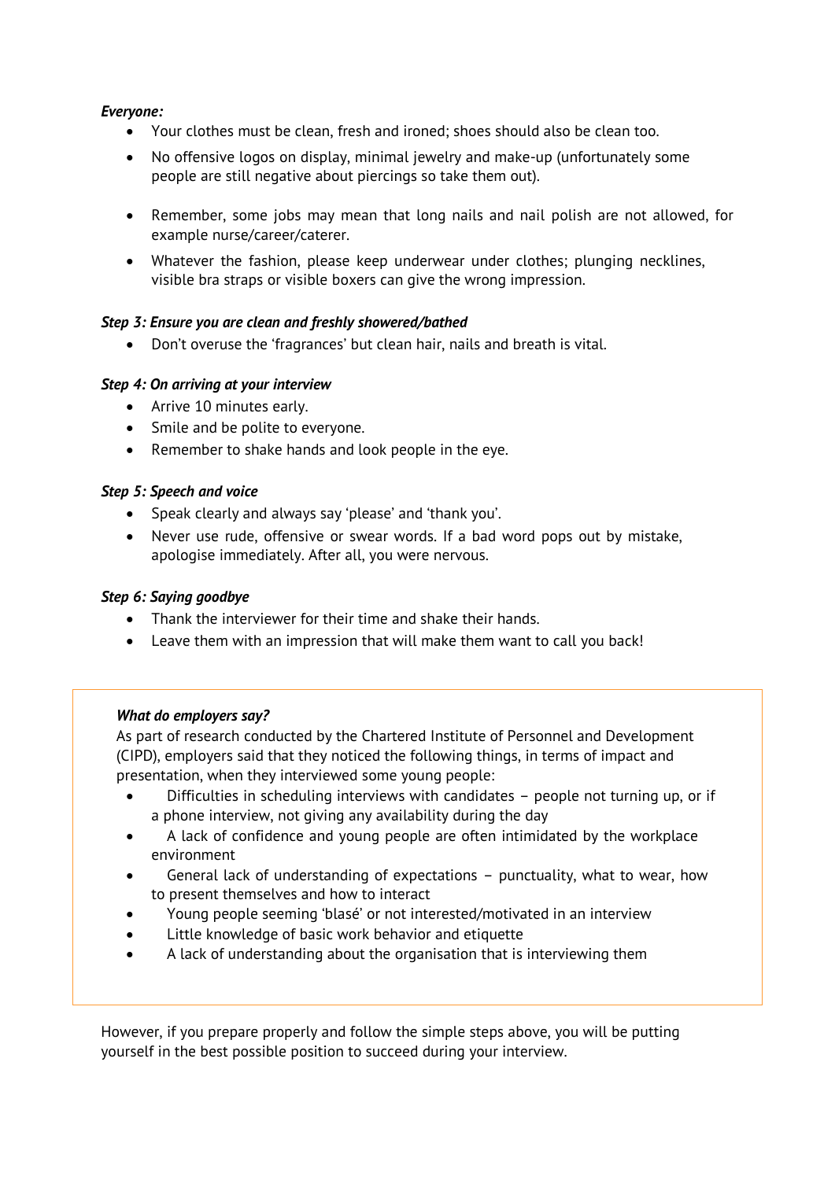***Everyone:***

- Your clothes must be clean, fresh and ironed; shoes should also be clean too.
- No offensive logos on display, minimal jewelry and make-up (unfortunately some people are still negative about piercings so take them out).
- Remember, some jobs may mean that long nails and nail polish are not allowed, for example nurse/career/caterer.
- Whatever the fashion, please keep underwear under clothes; plunging necklines, visible bra straps or visible boxers can give the wrong impression.

***Step 3: Ensure you are clean and freshly showered/bathed***

- Don't overuse the 'fragrances' but clean hair, nails and breath is vital.

***Step 4: On arriving at your interview***

- Arrive 10 minutes early.
- Smile and be polite to everyone.
- Remember to shake hands and look people in the eye.

***Step 5: Speech and voice***

- Speak clearly and always say 'please' and 'thank you'.
- Never use rude, offensive or swear words. If a bad word pops out by mistake, apologise immediately. After all, you were nervous.

***Step 6: Saying goodbye***

- Thank the interviewer for their time and shake their hands.
- Leave them with an impression that will make them want to call you back!

***What do employers say?***

As part of research conducted by the Chartered Institute of Personnel and Development (CIPD), employers said that they noticed the following things, in terms of impact and presentation, when they interviewed some young people:

- Difficulties in scheduling interviews with candidates – people not turning up, or if a phone interview, not giving any availability during the day
- A lack of confidence and young people are often intimidated by the workplace environment
- General lack of understanding of expectations – punctuality, what to wear, how to present themselves and how to interact
- Young people seeming 'blasé' or not interested/motivated in an interview
- Little knowledge of basic work behavior and etiquette
- A lack of understanding about the organisation that is interviewing them

However, if you prepare properly and follow the simple steps above, you will be putting yourself in the best possible position to succeed during your interview.